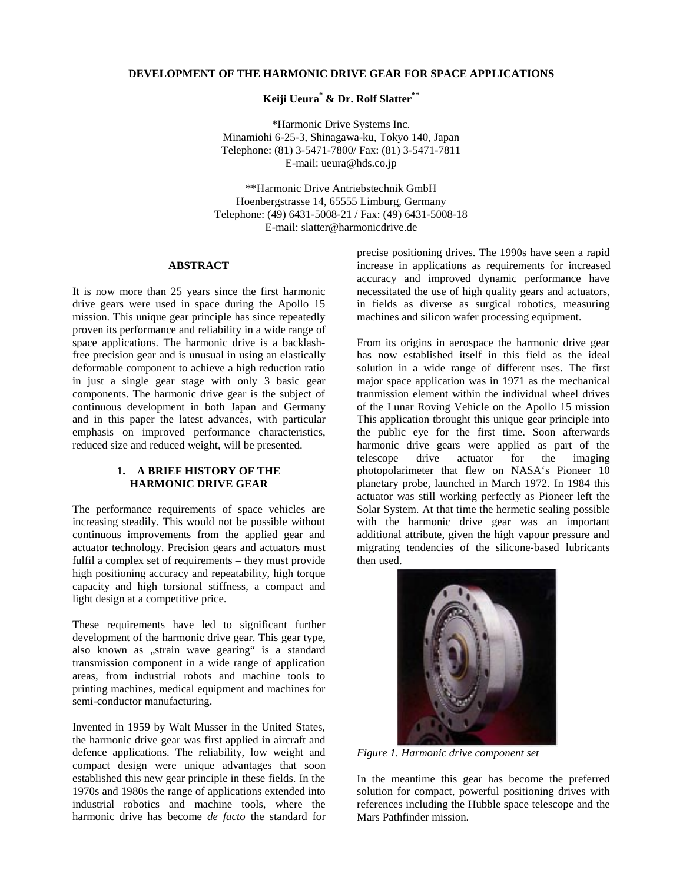# DEVELOPMENT OF THE HARMONIC DRIVE GEAR FOR SPACE APPLICATIONS

**Keiji Ueura[*] & Dr. Rolf Slatter[**]**

*Harmonic Drive Systems Inc.
Minamiohi 6-25-3, Shinagawa-ku, Tokyo 140, Japan
Telephone: (81) 3-5471-7800/ Fax: (81) 3-5471-7811
E-mail: ueura@hds.co.jp

**Harmonic Drive Antriebstechnik GmbH
Hoenbergstrasse 14, 65555 Limburg, Germany
Telephone: (49) 6431-5008-21 / Fax: (49) 6431-5008-18
E-mail: slatter@harmonicdrive.de

## ABSTRACT

It is now more than 25 years since the first harmonic drive gears were used in space during the Apollo 15 mission. This unique gear principle has since repeatedly proven its performance and reliability in a wide range of space applications. The harmonic drive is a backlash-free precision gear and is unusual in using an elastically deformable component to achieve a high reduction ratio in just a single gear stage with only 3 basic gear components. The harmonic drive gear is the subject of continuous development in both Japan and Germany and in this paper the latest advances, with particular emphasis on improved performance characteristics, reduced size and reduced weight, will be presented.

## 1. A BRIEF HISTORY OF THE HARMONIC DRIVE GEAR

The performance requirements of space vehicles are increasing steadily. This would not be possible without continuous improvements from the applied gear and actuator technology. Precision gears and actuators must fulfil a complex set of requirements – they must provide high positioning accuracy and repeatability, high torque capacity and high torsional stiffness, a compact and light design at a competitive price.

These requirements have led to significant further development of the harmonic drive gear. This gear type, also known as „strain wave gearing" is a standard transmission component in a wide range of application areas, from industrial robots and machine tools to printing machines, medical equipment and machines for semi-conductor manufacturing.

Invented in 1959 by Walt Musser in the United States, the harmonic drive gear was first applied in aircraft and defence applications. The reliability, low weight and compact design were unique advantages that soon established this new gear principle in these fields. In the 1970s and 1980s the range of applications extended into industrial robotics and machine tools, where the harmonic drive has become *de facto* the standard for precise positioning drives. The 1990s have seen a rapid increase in applications as requirements for increased accuracy and improved dynamic performance have necessitated the use of high quality gears and actuators, in fields as diverse as surgical robotics, measuring machines and silicon wafer processing equipment.

From its origins in aerospace the harmonic drive gear has now established itself in this field as the ideal solution in a wide range of different uses. The first major space application was in 1971 as the mechanical tranmission element within the individual wheel drives of the Lunar Roving Vehicle on the Apollo 15 mission This application tbrought this unique gear principle into the public eye for the first time. Soon afterwards harmonic drive gears were applied as part of the telescope drive actuator for the imaging photopolarimeter that flew on NASA's Pioneer 10 planetary probe, launched in March 1972. In 1984 this actuator was still working perfectly as Pioneer left the Solar System. At that time the hermetic sealing possible with the harmonic drive gear was an important additional attribute, given the high vapour pressure and migrating tendencies of the silicone-based lubricants then used.

*Figure 1. Harmonic drive component set*

In the meantime this gear has become the preferred solution for compact, powerful positioning drives with references including the Hubble space telescope and the Mars Pathfinder mission.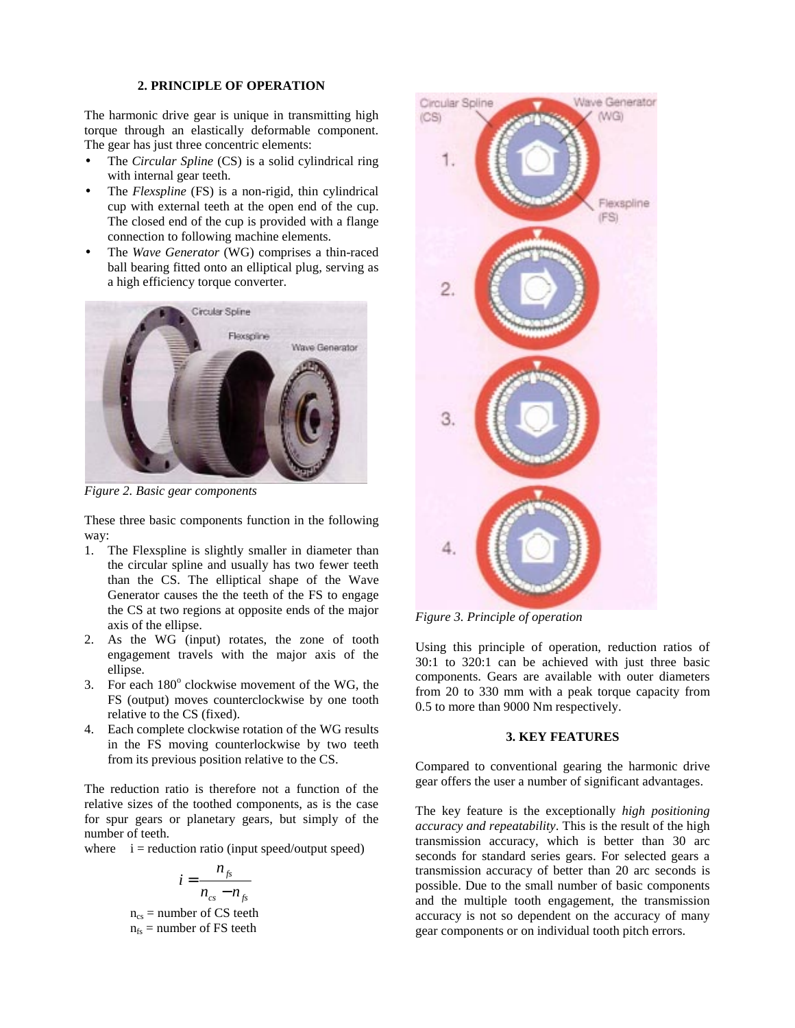## 2. PRINCIPLE OF OPERATION

The harmonic drive gear is unique in transmitting high torque through an elastically deformable component. The gear has just three concentric elements:

- The *Circular Spline* (CS) is a solid cylindrical ring with internal gear teeth.
- The *Flexspline* (FS) is a non-rigid, thin cylindrical cup with external teeth at the open end of the cup. The closed end of the cup is provided with a flange connection to following machine elements.
- The *Wave Generator* (WG) comprises a thin-raced ball bearing fitted onto an elliptical plug, serving as a high efficiency torque converter.

*Figure 2. Basic gear components*

These three basic components function in the following way:

1. The Flexspline is slightly smaller in diameter than the circular spline and usually has two fewer teeth than the CS. The elliptical shape of the Wave Generator causes the the teeth of the FS to engage the CS at two regions at opposite ends of the major axis of the ellipse.
2. As the WG (input) rotates, the zone of tooth engagement travels with the major axis of the ellipse.
3. For each 180° clockwise movement of the WG, the FS (output) moves counterclockwise by one tooth relative to the CS (fixed).
4. Each complete clockwise rotation of the WG results in the FS moving counterlockwise by two teeth from its previous position relative to the CS.

The reduction ratio is therefore not a function of the relative sizes of the toothed components, as is the case for spur gears or planetary gears, but simply of the number of teeth.

where $i$ = reduction ratio (input speed/output speed)

$$i = \frac{n_{fs}}{n_{cs} - n_{fs}}$$

$n_{cs}$ = number of CS teeth
$n_{fs}$ = number of FS teeth

*Figure 3. Principle of operation*

Using this principle of operation, reduction ratios of 30:1 to 320:1 can be achieved with just three basic components. Gears are available with outer diameters from 20 to 330 mm with a peak torque capacity from 0.5 to more than 9000 Nm respectively.

## 3. KEY FEATURES

Compared to conventional gearing the harmonic drive gear offers the user a number of significant advantages.

The key feature is the exceptionally *high positioning accuracy and repeatability*. This is the result of the high transmission accuracy, which is better than 30 arc seconds for standard series gears. For selected gears a transmission accuracy of better than 20 arc seconds is possible. Due to the small number of basic components and the multiple tooth engagement, the transmission accuracy is not so dependent on the accuracy of many gear components or on individual tooth pitch errors.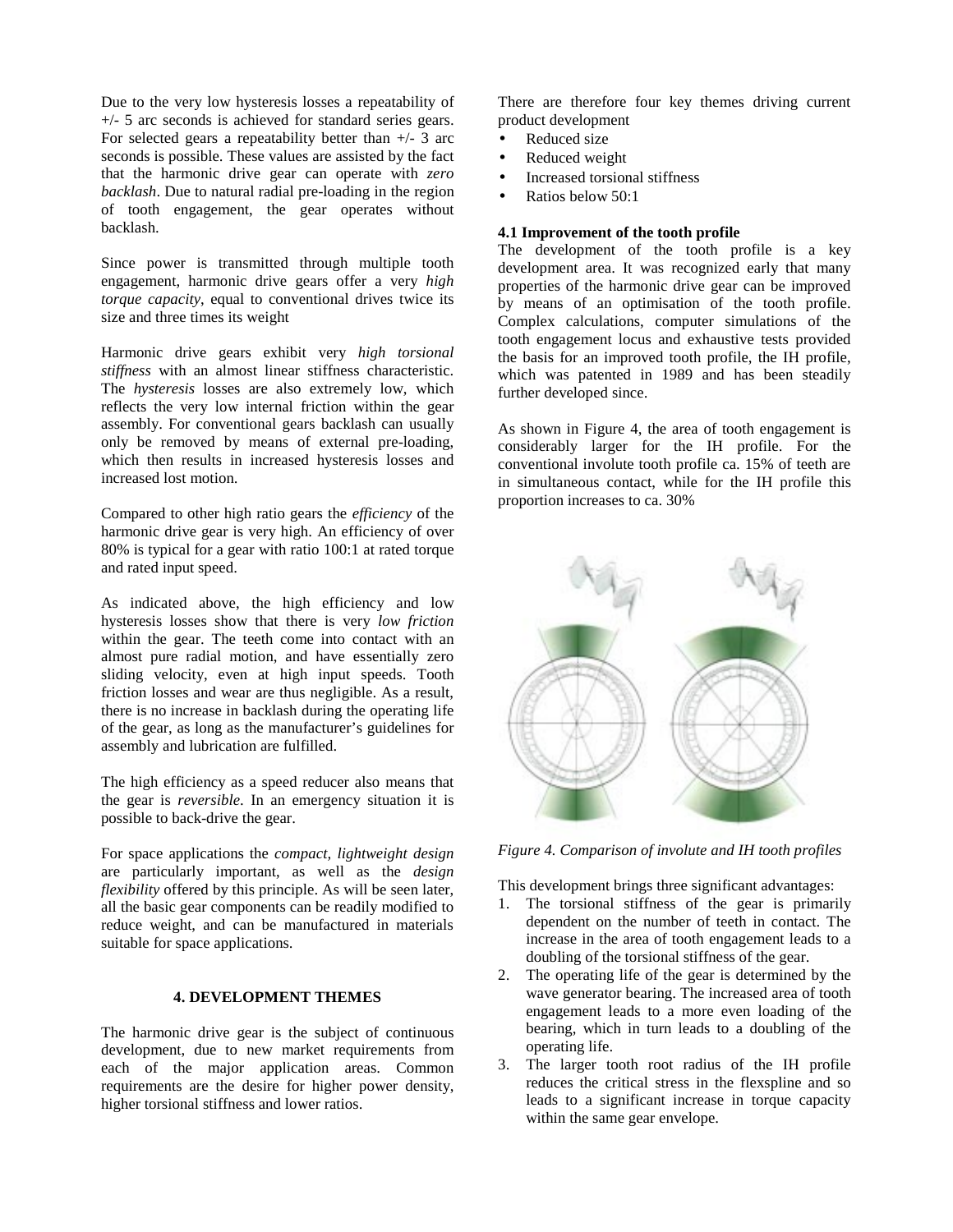Due to the very low hysteresis losses a repeatability of +/- 5 arc seconds is achieved for standard series gears. For selected gears a repeatability better than +/- 3 arc seconds is possible. These values are assisted by the fact that the harmonic drive gear can operate with *zero backlash*. Due to natural radial pre-loading in the region of tooth engagement, the gear operates without backlash.

Since power is transmitted through multiple tooth engagement, harmonic drive gears offer a very *high torque capacity*, equal to conventional drives twice its size and three times its weight

Harmonic drive gears exhibit very *high torsional stiffness* with an almost linear stiffness characteristic. The *hysteresis* losses are also extremely low, which reflects the very low internal friction within the gear assembly. For conventional gears backlash can usually only be removed by means of external pre-loading, which then results in increased hysteresis losses and increased lost motion.

Compared to other high ratio gears the *efficiency* of the harmonic drive gear is very high. An efficiency of over 80% is typical for a gear with ratio 100:1 at rated torque and rated input speed.

As indicated above, the high efficiency and low hysteresis losses show that there is very *low friction* within the gear. The teeth come into contact with an almost pure radial motion, and have essentially zero sliding velocity, even at high input speeds. Tooth friction losses and wear are thus negligible. As a result, there is no increase in backlash during the operating life of the gear, as long as the manufacturer's guidelines for assembly and lubrication are fulfilled.

The high efficiency as a speed reducer also means that the gear is *reversible*. In an emergency situation it is possible to back-drive the gear.

For space applications the *compact, lightweight design* are particularly important, as well as the *design flexibility* offered by this principle. As will be seen later, all the basic gear components can be readily modified to reduce weight, and can be manufactured in materials suitable for space applications.

## 4. DEVELOPMENT THEMES

The harmonic drive gear is the subject of continuous development, due to new market requirements from each of the major application areas. Common requirements are the desire for higher power density, higher torsional stiffness and lower ratios.

There are therefore four key themes driving current product development

- Reduced size
- Reduced weight
- Increased torsional stiffness
- Ratios below 50:1

### 4.1 Improvement of the tooth profile

The development of the tooth profile is a key development area. It was recognized early that many properties of the harmonic drive gear can be improved by means of an optimisation of the tooth profile. Complex calculations, computer simulations of the tooth engagement locus and exhaustive tests provided the basis for an improved tooth profile, the IH profile, which was patented in 1989 and has been steadily further developed since.

As shown in Figure 4, the area of tooth engagement is considerably larger for the IH profile. For the conventional involute tooth profile ca. 15% of teeth are in simultaneous contact, while for the IH profile this proportion increases to ca. 30%

*Figure 4. Comparison of involute and IH tooth profiles*

This development brings three significant advantages:

1. The torsional stiffness of the gear is primarily dependent on the number of teeth in contact. The increase in the area of tooth engagement leads to a doubling of the torsional stiffness of the gear.
2. The operating life of the gear is determined by the wave generator bearing. The increased area of tooth engagement leads to a more even loading of the bearing, which in turn leads to a doubling of the operating life.
3. The larger tooth root radius of the IH profile reduces the critical stress in the flexspline and so leads to a significant increase in torque capacity within the same gear envelope.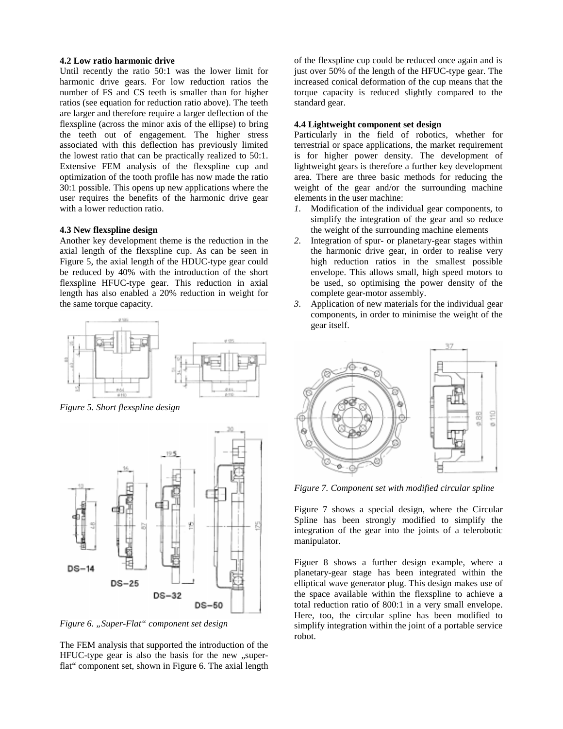### 4.2 Low ratio harmonic drive

Until recently the ratio 50:1 was the lower limit for harmonic drive gears. For low reduction ratios the number of FS and CS teeth is smaller than for higher ratios (see equation for reduction ratio above). The teeth are larger and therefore require a larger deflection of the flexspline (across the minor axis of the ellipse) to bring the teeth out of engagement. The higher stress associated with this deflection has previously limited the lowest ratio that can be practically realized to 50:1. Extensive FEM analysis of the flexspline cup and optimization of the tooth profile has now made the ratio 30:1 possible. This opens up new applications where the user requires the benefits of the harmonic drive gear with a lower reduction ratio.

### 4.3 New flexspline design

Another key development theme is the reduction in the axial length of the flexspline cup. As can be seen in Figure 5, the axial length of the HDUC-type gear could be reduced by 40% with the introduction of the short flexspline HFUC-type gear. This reduction in axial length has also enabled a 20% reduction in weight for the same torque capacity.

*Figure 5. Short flexspline design*

*Figure 6. „Super-Flat“ component set design*

The FEM analysis that supported the introduction of the HFUC-type gear is also the basis for the new „super-flat“ component set, shown in Figure 6. The axial length of the flexspline cup could be reduced once again and is just over 50% of the length of the HFUC-type gear. The increased conical deformation of the cup means that the torque capacity is reduced slightly compared to the standard gear.

### 4.4 Lightweight component set design

Particularly in the field of robotics, whether for terrestrial or space applications, the market requirement is for higher power density. The development of lightweight gears is therefore a further key development area. There are three basic methods for reducing the weight of the gear and/or the surrounding machine elements in the user machine:

1. Modification of the individual gear components, to simplify the integration of the gear and so reduce the weight of the surrounding machine elements
2. Integration of spur- or planetary-gear stages within the harmonic drive gear, in order to realise very high reduction ratios in the smallest possible envelope. This allows small, high speed motors to be used, so optimising the power density of the complete gear-motor assembly.
3. Application of new materials for the individual gear components, in order to minimise the weight of the gear itself.

*Figure 7. Component set with modified circular spline*

Figure 7 shows a special design, where the Circular Spline has been strongly modified to simplify the integration of the gear into the joints of a telerobotic manipulator.

Figuer 8 shows a further design example, where a planetary-gear stage has been integrated within the elliptical wave generator plug. This design makes use of the space available within the flexspline to achieve a total reduction ratio of 800:1 in a very small envelope. Here, too, the circular spline has been modified to simplify integration within the joint of a portable service robot.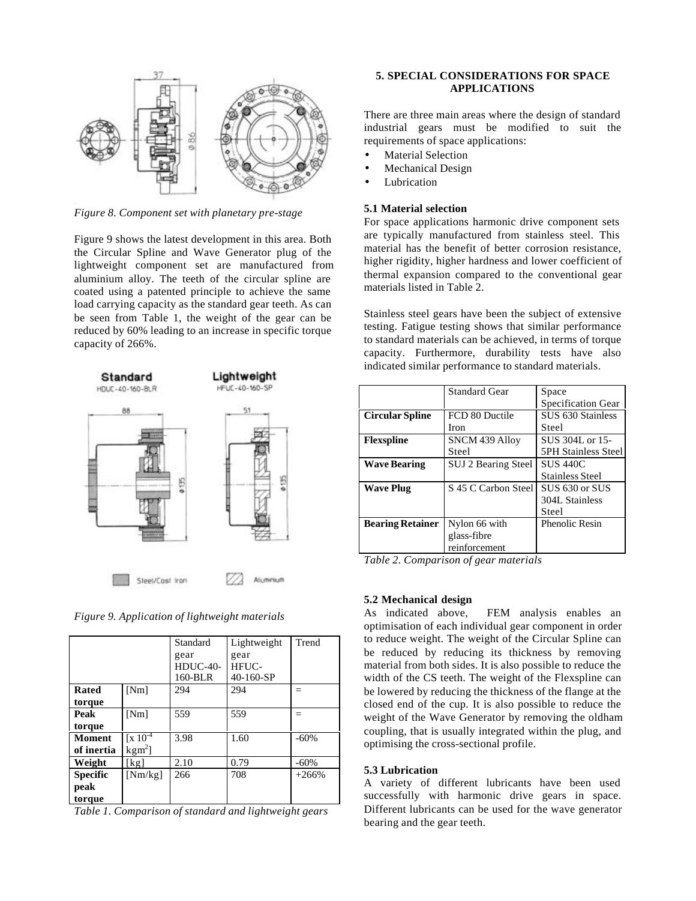*Figure 8. Component set with planetary pre-stage*

Figure 9 shows the latest development in this area. Both the Circular Spline and Wave Generator plug of the lightweight component set are manufactured from aluminium alloy. The teeth of the circular spline are coated using a patented principle to achieve the same load carrying capacity as the standard gear teeth. As can be seen from Table 1, the weight of the gear can be reduced by 60% leading to an increase in specific torque capacity of 266%.

*Figure 9. Application of lightweight materials*

| | | Standard gear HDUC-40-160-BLR | Lightweight gear HFUC-40-160-SP | Trend |
|---|---|---|---|---|
| **Rated torque** | [Nm] | 294 | 294 | = |
| **Peak torque** | [Nm] | 559 | 559 | = |
| **Moment of inertia** | [x $10^{-4}$ $kgm^2$] | 3.98 | 1.60 | -60% |
| **Weight** | [kg] | 2.10 | 0.79 | -60% |
| **Specific peak torque** | [Nm/kg] | 266 | 708 | +266% |

*Table 1. Comparison of standard and lightweight gears*

## 5. SPECIAL CONSIDERATIONS FOR SPACE APPLICATIONS

There are three main areas where the design of standard industrial gears must be modified to suit the requirements of space applications:

- Material Selection
- Mechanical Design
- Lubrication

### 5.1 Material selection

For space applications harmonic drive component sets are typically manufactured from stainless steel. This material has the benefit of better corrosion resistance, higher rigidity, higher hardness and lower coefficient of thermal expansion compared to the conventional gear materials listed in Table 2.

Stainless steel gears have been the subject of extensive testing. Fatigue testing shows that similar performance to standard materials can be achieved, in terms of torque capacity. Furthermore, durability tests have also indicated similar performance to standard materials.

| | Standard Gear | Space Specification Gear |
|---|---|---|
| **Circular Spline** | FCD 80 Ductile Iron | SUS 630 Stainless Steel |
| **Flexspline** | SNCM 439 Alloy Steel | SUS 304L or 15-5PH Stainless Steel |
| **Wave Bearing** | SUJ 2 Bearing Steel | SUS 440C Stainless Steel |
| **Wave Plug** | S 45 C Carbon Steel | SUS 630 or SUS 304L Stainless Steel |
| **Bearing Retainer** | Nylon 66 with glass-fibre reinforcement | Phenolic Resin |

*Table 2. Comparison of gear materials*

### 5.2 Mechanical design

As indicated above, FEM analysis enables an optimisation of each individual gear component in order to reduce weight. The weight of the Circular Spline can be reduced by reducing its thickness by removing material from both sides. It is also possible to reduce the width of the CS teeth. The weight of the Flexspline can be lowered by reducing the thickness of the flange at the closed end of the cup. It is also possible to reduce the weight of the Wave Generator by removing the oldham coupling, that is usually integrated within the plug, and optimising the cross-sectional profile.

### 5.3 Lubrication

A variety of different lubricants have been used successfully with harmonic drive gears in space. Different lubricants can be used for the wave generator bearing and the gear teeth.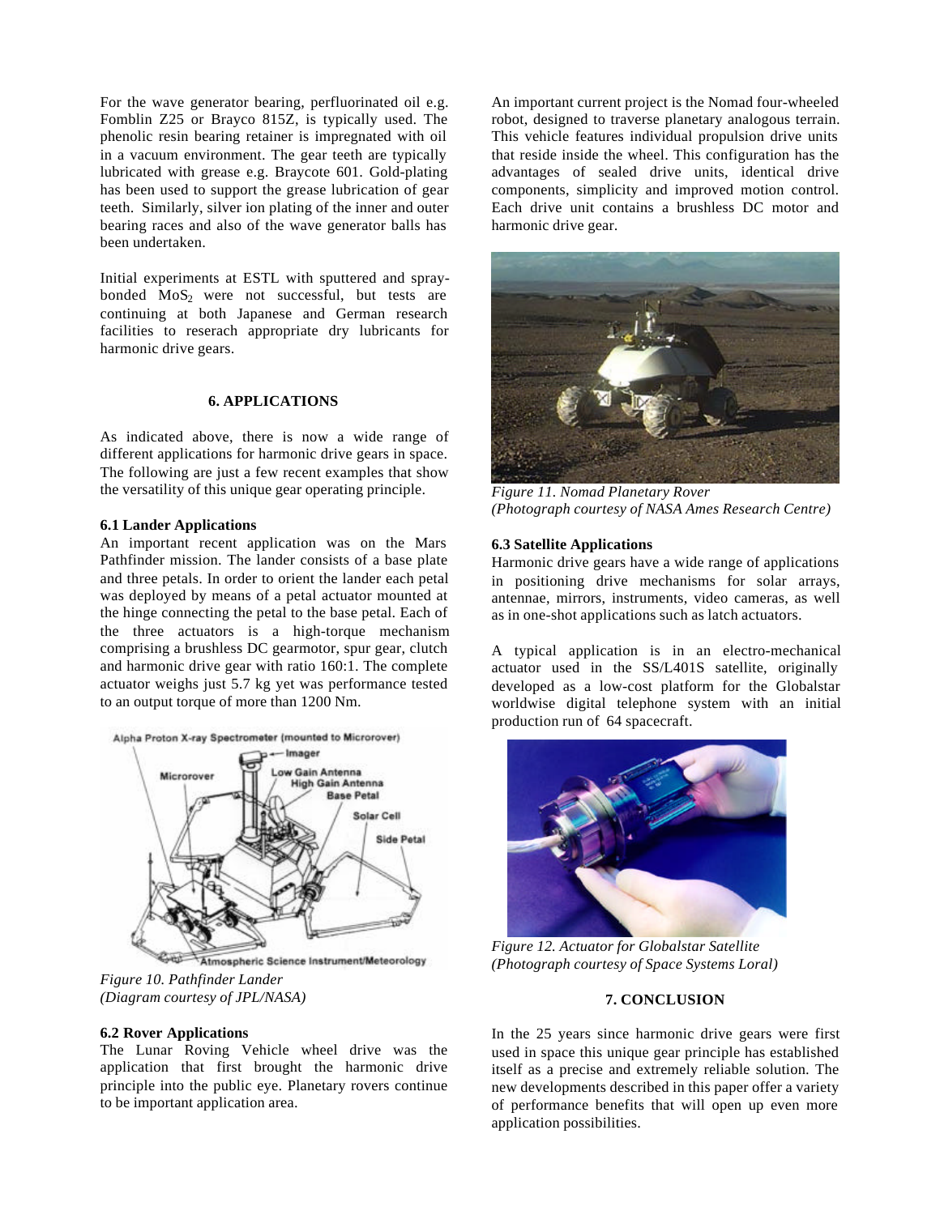For the wave generator bearing, perfluorinated oil e.g. Fomblin Z25 or Brayco 815Z, is typically used. The phenolic resin bearing retainer is impregnated with oil in a vacuum environment. The gear teeth are typically lubricated with grease e.g. Braycote 601. Gold-plating has been used to support the grease lubrication of gear teeth. Similarly, silver ion plating of the inner and outer bearing races and also of the wave generator balls has been undertaken.

Initial experiments at ESTL with sputtered and spray-bonded $MoS_2$ were not successful, but tests are continuing at both Japanese and German research facilities to reserach appropriate dry lubricants for harmonic drive gears.

## 6. APPLICATIONS

As indicated above, there is now a wide range of different applications for harmonic drive gears in space. The following are just a few recent examples that show the versatility of this unique gear operating principle.

### 6.1 Lander Applications

An important recent application was on the Mars Pathfinder mission. The lander consists of a base plate and three petals. In order to orient the lander each petal was deployed by means of a petal actuator mounted at the hinge connecting the petal to the base petal. Each of the three actuators is a high-torque mechanism comprising a brushless DC gearmotor, spur gear, clutch and harmonic drive gear with ratio 160:1. The complete actuator weighs just 5.7 kg yet was performance tested to an output torque of more than 1200 Nm.

Alpha Proton X-ray Spectrometer (mounted to Microrover)
Imager
Microrover
Low Gain Antenna
High Gain Antenna
Base Petal
Solar Cell
Side Petal
Atmospheric Science Instrument/Meteorology

*Figure 10. Pathfinder Lander*
*(Diagram courtesy of JPL/NASA)*

### 6.2 Rover Applications

The Lunar Roving Vehicle wheel drive was the application that first brought the harmonic drive principle into the public eye. Planetary rovers continue to be important application area.

An important current project is the Nomad four-wheeled robot, designed to traverse planetary analogous terrain. This vehicle features individual propulsion drive units that reside inside the wheel. This configuration has the advantages of sealed drive units, identical drive components, simplicity and improved motion control. Each drive unit contains a brushless DC motor and harmonic drive gear.

*Figure 11. Nomad Planetary Rover*
*(Photograph courtesy of NASA Ames Research Centre)*

### 6.3 Satellite Applications

Harmonic drive gears have a wide range of applications in positioning drive mechanisms for solar arrays, antennae, mirrors, instruments, video cameras, as well as in one-shot applications such as latch actuators.

A typical application is in an electro-mechanical actuator used in the SS/L401S satellite, originally developed as a low-cost platform for the Globalstar worldwide digital telephone system with an initial production run of 64 spacecraft.

*Figure 12. Actuator for Globalstar Satellite*
*(Photograph courtesy of Space Systems Loral)*

## 7. CONCLUSION

In the 25 years since harmonic drive gears were first used in space this unique gear principle has established itself as a precise and extremely reliable solution. The new developments described in this paper offer a variety of performance benefits that will open up even more application possibilities.